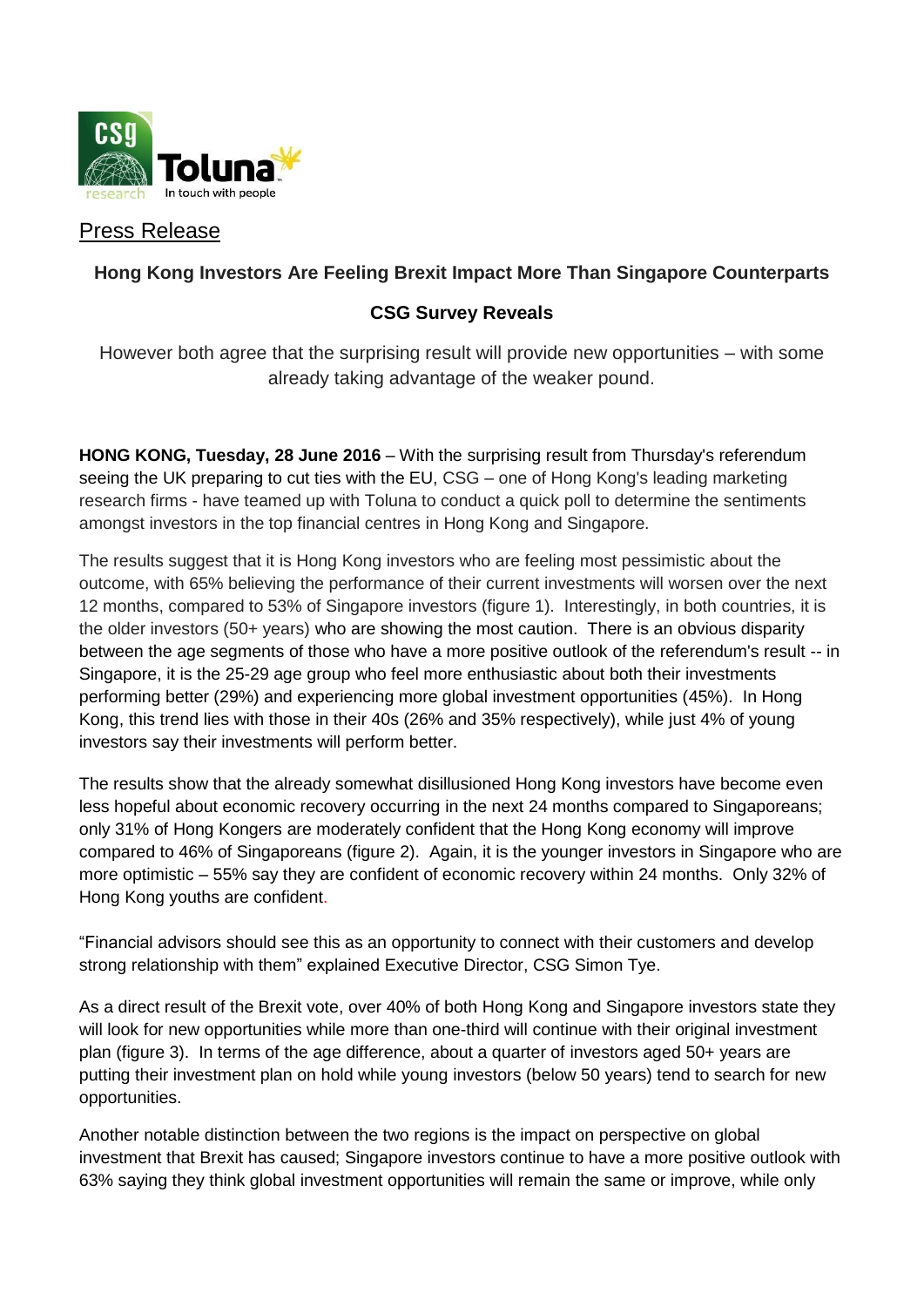Press Release

## Hong Kong Investors Are Feeling Brexit Impact More Than Singapore Counterparts

## CSG Survey Reveals

However both agree that the surprising result will provide new opportunities – with some already taking advantage of the weaker pound.

**HONG KONG, Tuesday, 28 June 2016** – With the surprising result from Thursday's referendum seeing the UK preparing to cut ties with the EU, CSG – one of Hong Kong's leading marketing research firms - have teamed up with Toluna to conduct a quick poll to determine the sentiments amongst investors in the top financial centres in Hong Kong and Singapore.

The results suggest that it is Hong Kong investors who are feeling most pessimistic about the outcome, with 65% believing the performance of their current investments will worsen over the next 12 months, compared to 53% of Singapore investors (figure 1). Interestingly, in both countries, it is the older investors (50+ years) who are showing the most caution. There is an obvious disparity between the age segments of those who have a more positive outlook of the referendum's result -- in Singapore, it is the 25-29 age group who feel more enthusiastic about both their investments performing better (29%) and experiencing more global investment opportunities (45%). In Hong Kong, this trend lies with those in their 40s (26% and 35% respectively), while just 4% of young investors say their investments will perform better.

The results show that the already somewhat disillusioned Hong Kong investors have become even less hopeful about economic recovery occurring in the next 24 months compared to Singaporeans; only 31% of Hong Kongers are moderately confident that the Hong Kong economy will improve compared to 46% of Singaporeans (figure 2). Again, it is the younger investors in Singapore who are more optimistic – 55% say they are confident of economic recovery within 24 months. Only 32% of Hong Kong youths are confident.

"Financial advisors should see this as an opportunity to connect with their customers and develop strong relationship with them" explained Executive Director, CSG Simon Tye.

As a direct result of the Brexit vote, over 40% of both Hong Kong and Singapore investors state they will look for new opportunities while more than one-third will continue with their original investment plan (figure 3). In terms of the age difference, about a quarter of investors aged 50+ years are putting their investment plan on hold while young investors (below 50 years) tend to search for new opportunities.

Another notable distinction between the two regions is the impact on perspective on global investment that Brexit has caused; Singapore investors continue to have a more positive outlook with 63% saying they think global investment opportunities will remain the same or improve, while only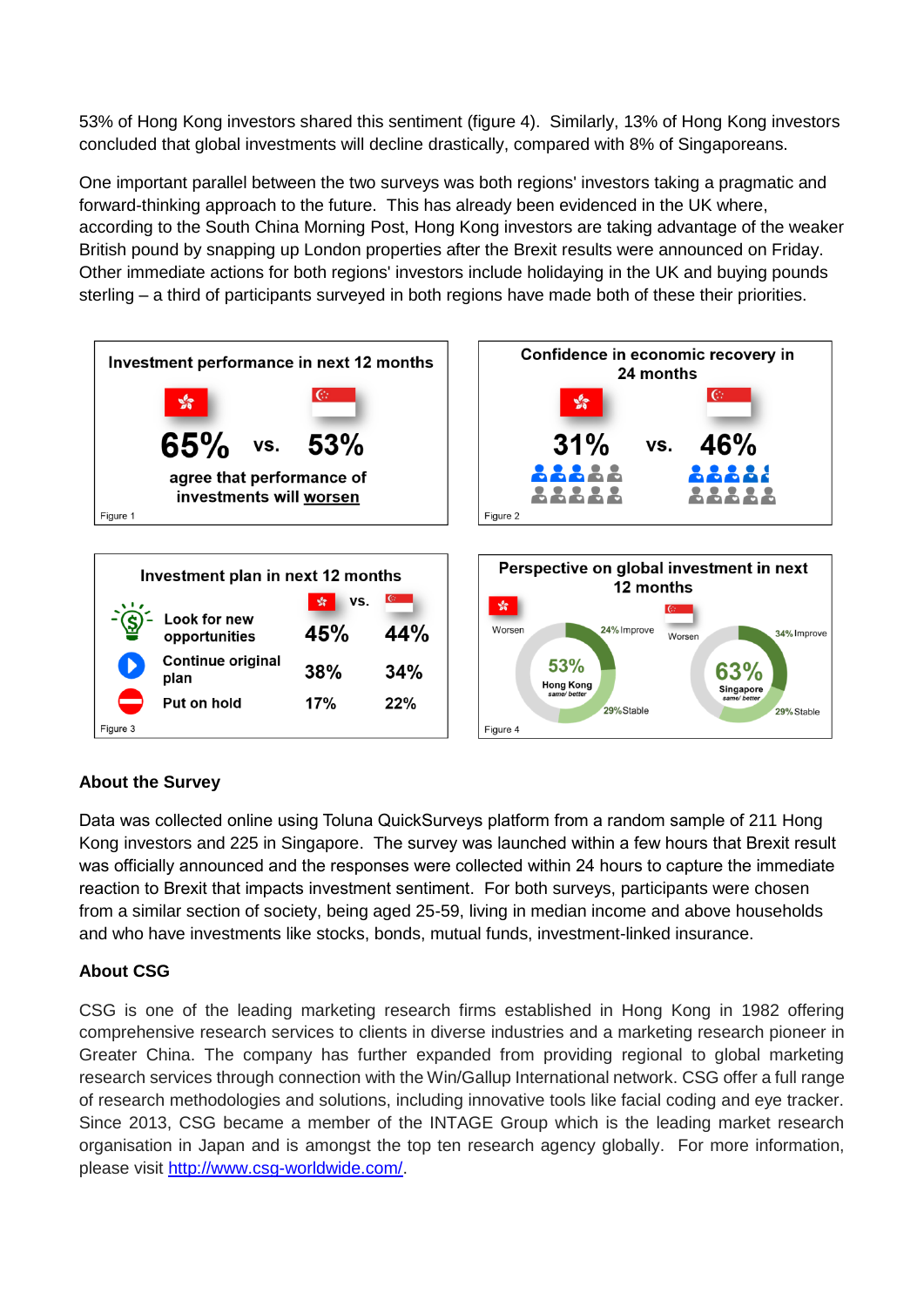53% of Hong Kong investors shared this sentiment (figure 4). Similarly, 13% of Hong Kong investors concluded that global investments will decline drastically, compared with 8% of Singaporeans.

One important parallel between the two surveys was both regions' investors taking a pragmatic and forward-thinking approach to the future. This has already been evidenced in the UK where, according to the South China Morning Post, Hong Kong investors are taking advantage of the weaker British pound by snapping up London properties after the Brexit results were announced on Friday. Other immediate actions for both regions' investors include holidaying in the UK and buying pounds sterling – a third of participants surveyed in both regions have made both of these their priorities.

**Investment performance in next 12 months**

| Hong Kong | | Singapore |
|---|---|---|
| 65% | vs. | 53% |

agree that performance of investments will worsen

Figure 1

**Confidence in economic recovery in 24 months**

| Hong Kong | | Singapore |
|---|---|---|
| 31% | vs. | 46% |

Figure 2

**Investment plan in next 12 months**

| | Hong Kong | Singapore |
|---|---|---|
| Look for new opportunities | 45% | 44% |
| Continue original plan | 38% | 34% |
| Put on hold | 17% | 22% |

Figure 3

**Perspective on global investment in next 12 months**

| | Worsen | Improve | Stable |
|---|---|---|---|
| Hong Kong | 53% | 24% | 29% |
| Singapore | 63% | 34% | 29% |

Figure 4

### About the Survey

Data was collected online using Toluna QuickSurveys platform from a random sample of 211 Hong Kong investors and 225 in Singapore. The survey was launched within a few hours that Brexit result was officially announced and the responses were collected within 24 hours to capture the immediate reaction to Brexit that impacts investment sentiment. For both surveys, participants were chosen from a similar section of society, being aged 25-59, living in median income and above households and who have investments like stocks, bonds, mutual funds, investment-linked insurance.

### About CSG

CSG is one of the leading marketing research firms established in Hong Kong in 1982 offering comprehensive research services to clients in diverse industries and a marketing research pioneer in Greater China. The company has further expanded from providing regional to global marketing research services through connection with the Win/Gallup International network. CSG offer a full range of research methodologies and solutions, including innovative tools like facial coding and eye tracker. Since 2013, CSG became a member of the INTAGE Group which is the leading market research organisation in Japan and is amongst the top ten research agency globally. For more information, please visit http://www.csg-worldwide.com/.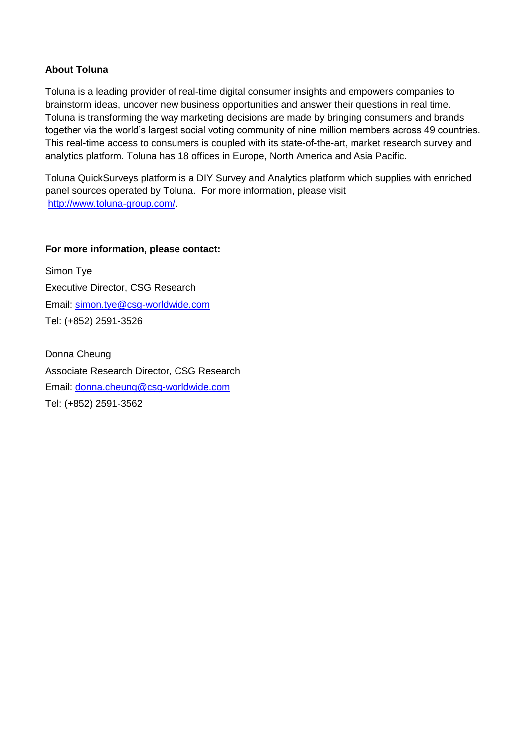**About Toluna**

Toluna is a leading provider of real-time digital consumer insights and empowers companies to brainstorm ideas, uncover new business opportunities and answer their questions in real time. Toluna is transforming the way marketing decisions are made by bringing consumers and brands together via the world's largest social voting community of nine million members across 49 countries. This real-time access to consumers is coupled with its state-of-the-art, market research survey and analytics platform. Toluna has 18 offices in Europe, North America and Asia Pacific.

Toluna QuickSurveys platform is a DIY Survey and Analytics platform which supplies with enriched panel sources operated by Toluna. For more information, please visit http://www.toluna-group.com/.

**For more information, please contact:**

Simon Tye
Executive Director, CSG Research
Email: simon.tye@csg-worldwide.com
Tel: (+852) 2591-3526

Donna Cheung
Associate Research Director, CSG Research
Email: donna.cheung@csg-worldwide.com
Tel: (+852) 2591-3562